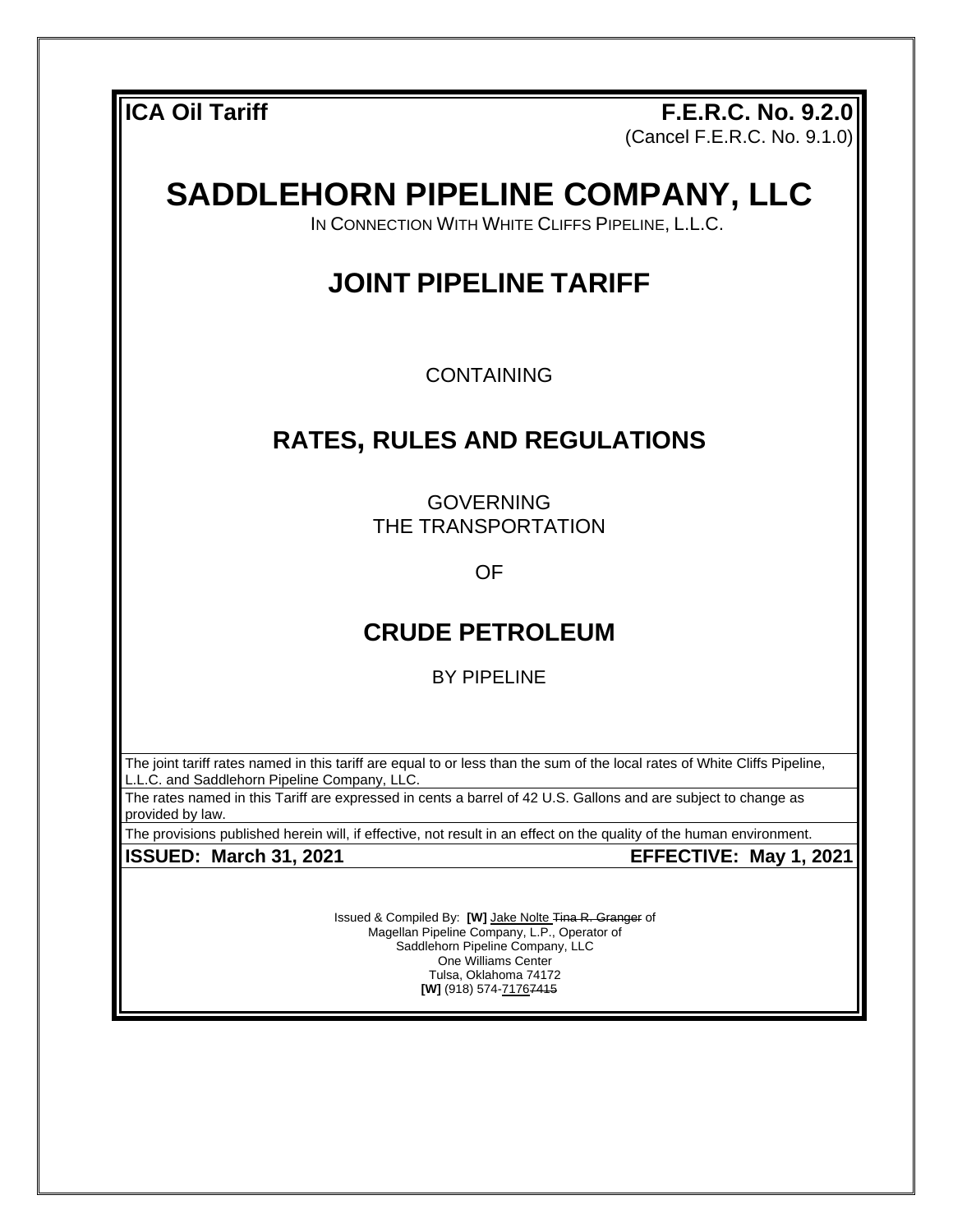**ICA Oil Tariff** **F.E.R.C. No. 9.2.0**
(Cancel F.E.R.C. No. 9.1.0)

# SADDLEHORN PIPELINE COMPANY, LLC

IN CONNECTION WITH WHITE CLIFFS PIPELINE, L.L.C.

## JOINT PIPELINE TARIFF

CONTAINING

## RATES, RULES AND REGULATIONS

GOVERNING
THE TRANSPORTATION

OF

## CRUDE PETROLEUM

BY PIPELINE

The joint tariff rates named in this tariff are equal to or less than the sum of the local rates of White Cliffs Pipeline, L.L.C. and Saddlehorn Pipeline Company, LLC.

The rates named in this Tariff are expressed in cents a barrel of 42 U.S. Gallons and are subject to change as provided by law.

The provisions published herein will, if effective, not result in an effect on the quality of the human environment.

**ISSUED: March 31, 2021** **EFFECTIVE: May 1, 2021**

Issued & Compiled By: **[W]** Jake Nolte ~~Tina R. Granger~~ of
Magellan Pipeline Company, L.P., Operator of
Saddlehorn Pipeline Company, LLC
One Williams Center
Tulsa, Oklahoma 74172
**[W]** (918) 574-7176~~7415~~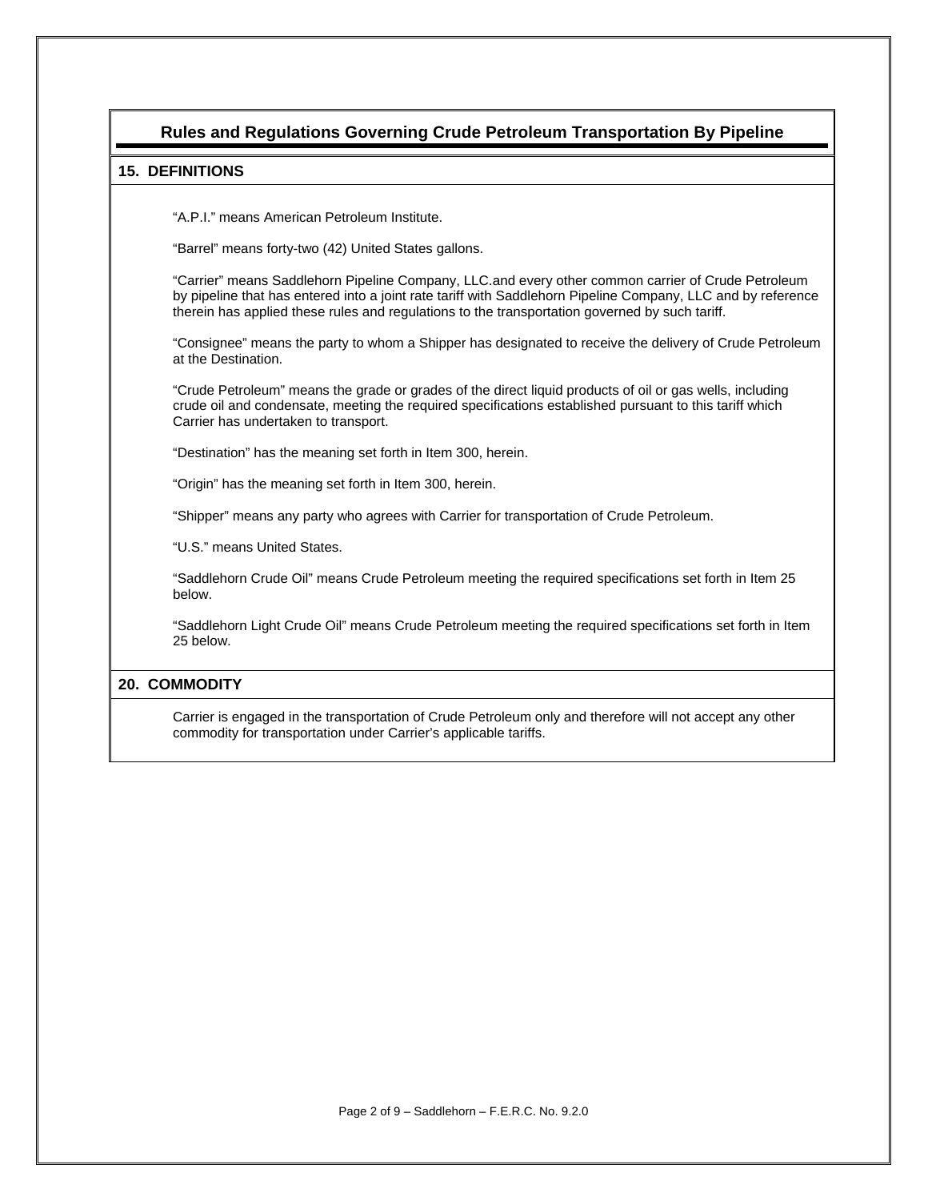## Rules and Regulations Governing Crude Petroleum Transportation By Pipeline

### 15. DEFINITIONS

"A.P.I." means American Petroleum Institute.

"Barrel" means forty-two (42) United States gallons.

"Carrier" means Saddlehorn Pipeline Company, LLC.and every other common carrier of Crude Petroleum by pipeline that has entered into a joint rate tariff with Saddlehorn Pipeline Company, LLC and by reference therein has applied these rules and regulations to the transportation governed by such tariff.

"Consignee" means the party to whom a Shipper has designated to receive the delivery of Crude Petroleum at the Destination.

"Crude Petroleum" means the grade or grades of the direct liquid products of oil or gas wells, including crude oil and condensate, meeting the required specifications established pursuant to this tariff which Carrier has undertaken to transport.

"Destination" has the meaning set forth in Item 300, herein.

"Origin" has the meaning set forth in Item 300, herein.

"Shipper" means any party who agrees with Carrier for transportation of Crude Petroleum.

"U.S." means United States.

"Saddlehorn Crude Oil" means Crude Petroleum meeting the required specifications set forth in Item 25 below.

"Saddlehorn Light Crude Oil" means Crude Petroleum meeting the required specifications set forth in Item 25 below.

### 20. COMMODITY

Carrier is engaged in the transportation of Crude Petroleum only and therefore will not accept any other commodity for transportation under Carrier's applicable tariffs.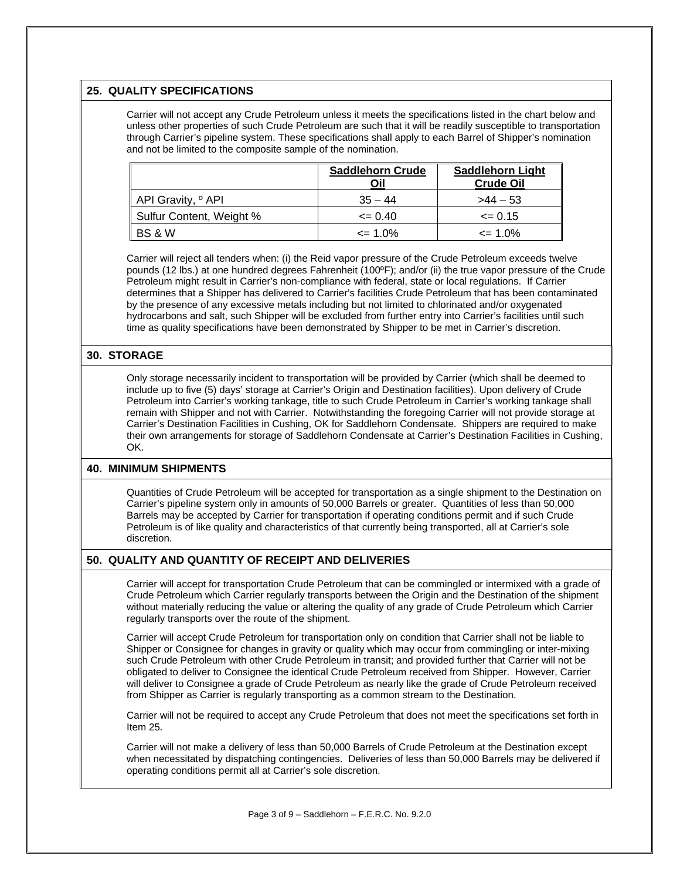## 25. QUALITY SPECIFICATIONS

Carrier will not accept any Crude Petroleum unless it meets the specifications listed in the chart below and unless other properties of such Crude Petroleum are such that it will be readily susceptible to transportation through Carrier's pipeline system. These specifications shall apply to each Barrel of Shipper's nomination and not be limited to the composite sample of the nomination.

| | **Saddlehorn Crude Oil** | **Saddlehorn Light Crude Oil** |
|---|---|---|
| API Gravity, º API | 35 – 44 | >44 – 53 |
| Sulfur Content, Weight % | <= 0.40 | <= 0.15 |
| BS & W | <= 1.0% | <= 1.0% |

Carrier will reject all tenders when: (i) the Reid vapor pressure of the Crude Petroleum exceeds twelve pounds (12 lbs.) at one hundred degrees Fahrenheit (100ºF); and/or (ii) the true vapor pressure of the Crude Petroleum might result in Carrier's non-compliance with federal, state or local regulations. If Carrier determines that a Shipper has delivered to Carrier's facilities Crude Petroleum that has been contaminated by the presence of any excessive metals including but not limited to chlorinated and/or oxygenated hydrocarbons and salt, such Shipper will be excluded from further entry into Carrier's facilities until such time as quality specifications have been demonstrated by Shipper to be met in Carrier's discretion.

## 30. STORAGE

Only storage necessarily incident to transportation will be provided by Carrier (which shall be deemed to include up to five (5) days' storage at Carrier's Origin and Destination facilities). Upon delivery of Crude Petroleum into Carrier's working tankage, title to such Crude Petroleum in Carrier's working tankage shall remain with Shipper and not with Carrier. Notwithstanding the foregoing Carrier will not provide storage at Carrier's Destination Facilities in Cushing, OK for Saddlehorn Condensate. Shippers are required to make their own arrangements for storage of Saddlehorn Condensate at Carrier's Destination Facilities in Cushing, OK.

## 40. MINIMUM SHIPMENTS

Quantities of Crude Petroleum will be accepted for transportation as a single shipment to the Destination on Carrier's pipeline system only in amounts of 50,000 Barrels or greater. Quantities of less than 50,000 Barrels may be accepted by Carrier for transportation if operating conditions permit and if such Crude Petroleum is of like quality and characteristics of that currently being transported, all at Carrier's sole discretion.

## 50. QUALITY AND QUANTITY OF RECEIPT AND DELIVERIES

Carrier will accept for transportation Crude Petroleum that can be commingled or intermixed with a grade of Crude Petroleum which Carrier regularly transports between the Origin and the Destination of the shipment without materially reducing the value or altering the quality of any grade of Crude Petroleum which Carrier regularly transports over the route of the shipment.

Carrier will accept Crude Petroleum for transportation only on condition that Carrier shall not be liable to Shipper or Consignee for changes in gravity or quality which may occur from commingling or inter-mixing such Crude Petroleum with other Crude Petroleum in transit; and provided further that Carrier will not be obligated to deliver to Consignee the identical Crude Petroleum received from Shipper. However, Carrier will deliver to Consignee a grade of Crude Petroleum as nearly like the grade of Crude Petroleum received from Shipper as Carrier is regularly transporting as a common stream to the Destination.

Carrier will not be required to accept any Crude Petroleum that does not meet the specifications set forth in Item 25.

Carrier will not make a delivery of less than 50,000 Barrels of Crude Petroleum at the Destination except when necessitated by dispatching contingencies. Deliveries of less than 50,000 Barrels may be delivered if operating conditions permit all at Carrier's sole discretion.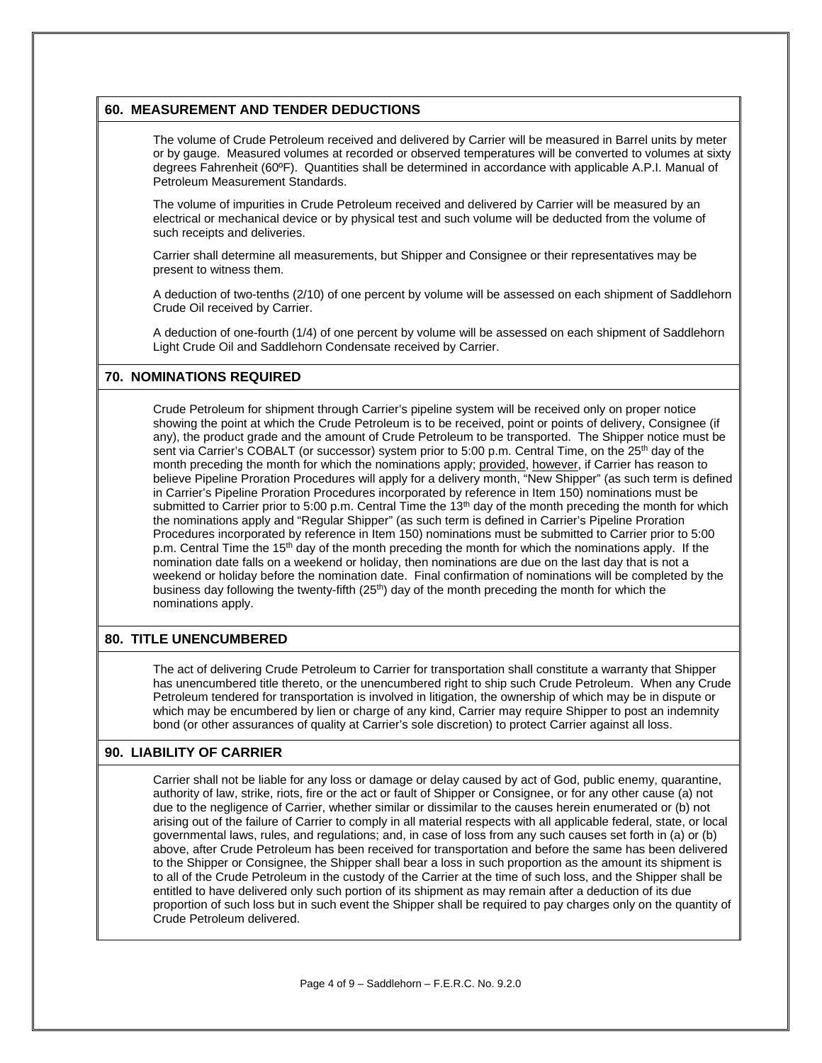## 60. MEASUREMENT AND TENDER DEDUCTIONS

The volume of Crude Petroleum received and delivered by Carrier will be measured in Barrel units by meter or by gauge. Measured volumes at recorded or observed temperatures will be converted to volumes at sixty degrees Fahrenheit (60ºF). Quantities shall be determined in accordance with applicable A.P.I. Manual of Petroleum Measurement Standards.

The volume of impurities in Crude Petroleum received and delivered by Carrier will be measured by an electrical or mechanical device or by physical test and such volume will be deducted from the volume of such receipts and deliveries.

Carrier shall determine all measurements, but Shipper and Consignee or their representatives may be present to witness them.

A deduction of two-tenths (2/10) of one percent by volume will be assessed on each shipment of Saddlehorn Crude Oil received by Carrier.

A deduction of one-fourth (1/4) of one percent by volume will be assessed on each shipment of Saddlehorn Light Crude Oil and Saddlehorn Condensate received by Carrier.

## 70. NOMINATIONS REQUIRED

Crude Petroleum for shipment through Carrier's pipeline system will be received only on proper notice showing the point at which the Crude Petroleum is to be received, point or points of delivery, Consignee (if any), the product grade and the amount of Crude Petroleum to be transported. The Shipper notice must be sent via Carrier's COBALT (or successor) system prior to 5:00 p.m. Central Time, on the 25th day of the month preceding the month for which the nominations apply; provided, however, if Carrier has reason to believe Pipeline Proration Procedures will apply for a delivery month, "New Shipper" (as such term is defined in Carrier's Pipeline Proration Procedures incorporated by reference in Item 150) nominations must be submitted to Carrier prior to 5:00 p.m. Central Time the 13th day of the month preceding the month for which the nominations apply and "Regular Shipper" (as such term is defined in Carrier's Pipeline Proration Procedures incorporated by reference in Item 150) nominations must be submitted to Carrier prior to 5:00 p.m. Central Time the 15th day of the month preceding the month for which the nominations apply. If the nomination date falls on a weekend or holiday, then nominations are due on the last day that is not a weekend or holiday before the nomination date. Final confirmation of nominations will be completed by the business day following the twenty-fifth (25th) day of the month preceding the month for which the nominations apply.

## 80. TITLE UNENCUMBERED

The act of delivering Crude Petroleum to Carrier for transportation shall constitute a warranty that Shipper has unencumbered title thereto, or the unencumbered right to ship such Crude Petroleum. When any Crude Petroleum tendered for transportation is involved in litigation, the ownership of which may be in dispute or which may be encumbered by lien or charge of any kind, Carrier may require Shipper to post an indemnity bond (or other assurances of quality at Carrier's sole discretion) to protect Carrier against all loss.

## 90. LIABILITY OF CARRIER

Carrier shall not be liable for any loss or damage or delay caused by act of God, public enemy, quarantine, authority of law, strike, riots, fire or the act or fault of Shipper or Consignee, or for any other cause (a) not due to the negligence of Carrier, whether similar or dissimilar to the causes herein enumerated or (b) not arising out of the failure of Carrier to comply in all material respects with all applicable federal, state, or local governmental laws, rules, and regulations; and, in case of loss from any such causes set forth in (a) or (b) above, after Crude Petroleum has been received for transportation and before the same has been delivered to the Shipper or Consignee, the Shipper shall bear a loss in such proportion as the amount its shipment is to all of the Crude Petroleum in the custody of the Carrier at the time of such loss, and the Shipper shall be entitled to have delivered only such portion of its shipment as may remain after a deduction of its due proportion of such loss but in such event the Shipper shall be required to pay charges only on the quantity of Crude Petroleum delivered.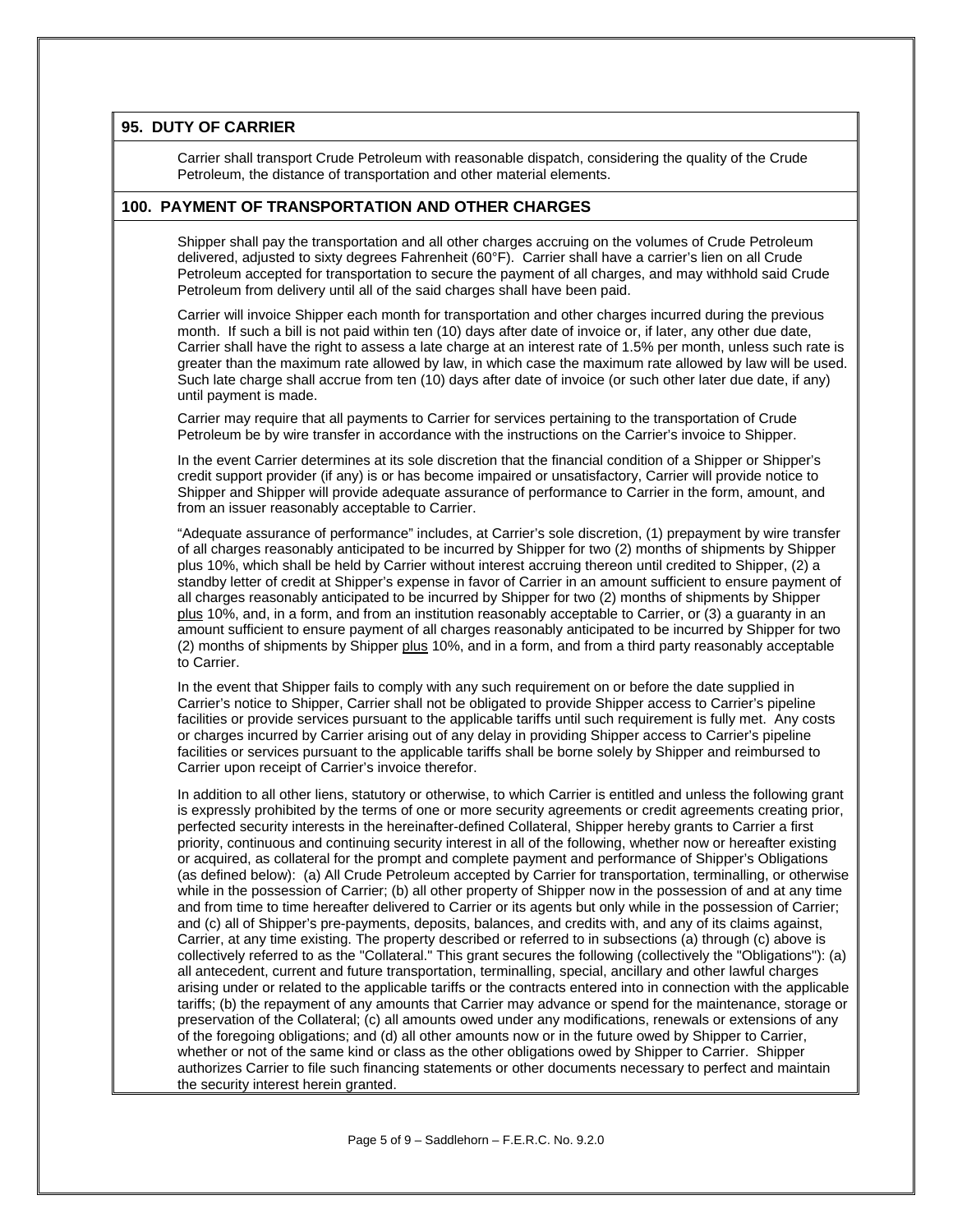## 95. DUTY OF CARRIER

Carrier shall transport Crude Petroleum with reasonable dispatch, considering the quality of the Crude Petroleum, the distance of transportation and other material elements.

## 100. PAYMENT OF TRANSPORTATION AND OTHER CHARGES

Shipper shall pay the transportation and all other charges accruing on the volumes of Crude Petroleum delivered, adjusted to sixty degrees Fahrenheit (60°F). Carrier shall have a carrier's lien on all Crude Petroleum accepted for transportation to secure the payment of all charges, and may withhold said Crude Petroleum from delivery until all of the said charges shall have been paid.

Carrier will invoice Shipper each month for transportation and other charges incurred during the previous month. If such a bill is not paid within ten (10) days after date of invoice or, if later, any other due date, Carrier shall have the right to assess a late charge at an interest rate of 1.5% per month, unless such rate is greater than the maximum rate allowed by law, in which case the maximum rate allowed by law will be used. Such late charge shall accrue from ten (10) days after date of invoice (or such other later due date, if any) until payment is made.

Carrier may require that all payments to Carrier for services pertaining to the transportation of Crude Petroleum be by wire transfer in accordance with the instructions on the Carrier's invoice to Shipper.

In the event Carrier determines at its sole discretion that the financial condition of a Shipper or Shipper's credit support provider (if any) is or has become impaired or unsatisfactory, Carrier will provide notice to Shipper and Shipper will provide adequate assurance of performance to Carrier in the form, amount, and from an issuer reasonably acceptable to Carrier.

"Adequate assurance of performance" includes, at Carrier's sole discretion, (1) prepayment by wire transfer of all charges reasonably anticipated to be incurred by Shipper for two (2) months of shipments by Shipper plus 10%, which shall be held by Carrier without interest accruing thereon until credited to Shipper, (2) a standby letter of credit at Shipper's expense in favor of Carrier in an amount sufficient to ensure payment of all charges reasonably anticipated to be incurred by Shipper for two (2) months of shipments by Shipper plus 10%, and, in a form, and from an institution reasonably acceptable to Carrier, or (3) a guaranty in an amount sufficient to ensure payment of all charges reasonably anticipated to be incurred by Shipper for two (2) months of shipments by Shipper plus 10%, and in a form, and from a third party reasonably acceptable to Carrier.

In the event that Shipper fails to comply with any such requirement on or before the date supplied in Carrier's notice to Shipper, Carrier shall not be obligated to provide Shipper access to Carrier's pipeline facilities or provide services pursuant to the applicable tariffs until such requirement is fully met. Any costs or charges incurred by Carrier arising out of any delay in providing Shipper access to Carrier's pipeline facilities or services pursuant to the applicable tariffs shall be borne solely by Shipper and reimbursed to Carrier upon receipt of Carrier's invoice therefor.

In addition to all other liens, statutory or otherwise, to which Carrier is entitled and unless the following grant is expressly prohibited by the terms of one or more security agreements or credit agreements creating prior, perfected security interests in the hereinafter-defined Collateral, Shipper hereby grants to Carrier a first priority, continuous and continuing security interest in all of the following, whether now or hereafter existing or acquired, as collateral for the prompt and complete payment and performance of Shipper's Obligations (as defined below): (a) All Crude Petroleum accepted by Carrier for transportation, terminalling, or otherwise while in the possession of Carrier; (b) all other property of Shipper now in the possession of and at any time and from time to time hereafter delivered to Carrier or its agents but only while in the possession of Carrier; and (c) all of Shipper's pre-payments, deposits, balances, and credits with, and any of its claims against, Carrier, at any time existing. The property described or referred to in subsections (a) through (c) above is collectively referred to as the "Collateral." This grant secures the following (collectively the "Obligations"): (a) all antecedent, current and future transportation, terminalling, special, ancillary and other lawful charges arising under or related to the applicable tariffs or the contracts entered into in connection with the applicable tariffs; (b) the repayment of any amounts that Carrier may advance or spend for the maintenance, storage or preservation of the Collateral; (c) all amounts owed under any modifications, renewals or extensions of any of the foregoing obligations; and (d) all other amounts now or in the future owed by Shipper to Carrier, whether or not of the same kind or class as the other obligations owed by Shipper to Carrier. Shipper authorizes Carrier to file such financing statements or other documents necessary to perfect and maintain the security interest herein granted.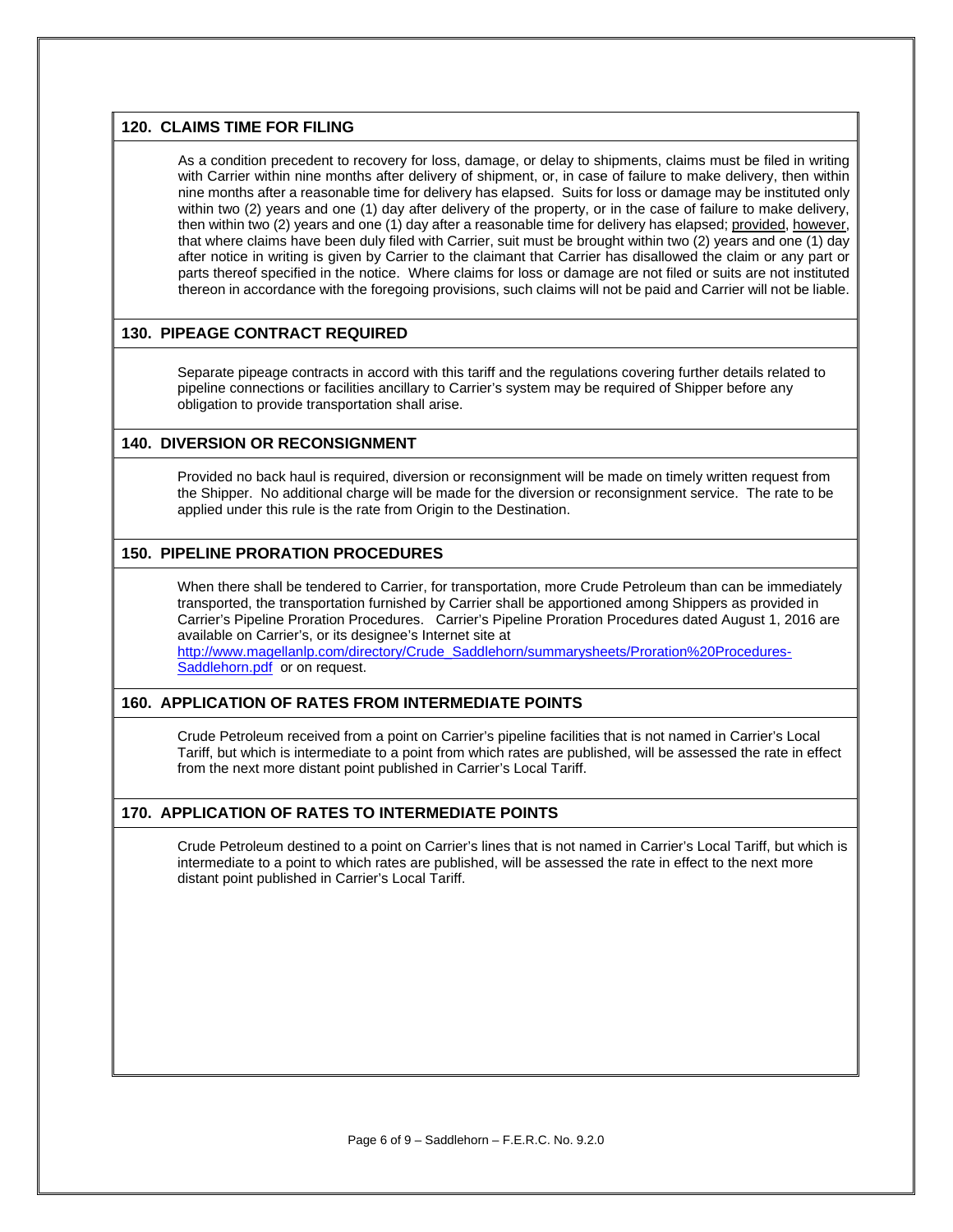## 120. CLAIMS TIME FOR FILING

As a condition precedent to recovery for loss, damage, or delay to shipments, claims must be filed in writing with Carrier within nine months after delivery of shipment, or, in case of failure to make delivery, then within nine months after a reasonable time for delivery has elapsed. Suits for loss or damage may be instituted only within two (2) years and one (1) day after delivery of the property, or in the case of failure to make delivery, then within two (2) years and one (1) day after a reasonable time for delivery has elapsed; provided, however, that where claims have been duly filed with Carrier, suit must be brought within two (2) years and one (1) day after notice in writing is given by Carrier to the claimant that Carrier has disallowed the claim or any part or parts thereof specified in the notice. Where claims for loss or damage are not filed or suits are not instituted thereon in accordance with the foregoing provisions, such claims will not be paid and Carrier will not be liable.

## 130. PIPEAGE CONTRACT REQUIRED

Separate pipeage contracts in accord with this tariff and the regulations covering further details related to pipeline connections or facilities ancillary to Carrier's system may be required of Shipper before any obligation to provide transportation shall arise.

## 140. DIVERSION OR RECONSIGNMENT

Provided no back haul is required, diversion or reconsignment will be made on timely written request from the Shipper. No additional charge will be made for the diversion or reconsignment service. The rate to be applied under this rule is the rate from Origin to the Destination.

## 150. PIPELINE PRORATION PROCEDURES

When there shall be tendered to Carrier, for transportation, more Crude Petroleum than can be immediately transported, the transportation furnished by Carrier shall be apportioned among Shippers as provided in Carrier's Pipeline Proration Procedures. Carrier's Pipeline Proration Procedures dated August 1, 2016 are available on Carrier's, or its designee's Internet site at [http://www.magellanlp.com/directory/Crude_Saddlehorn/summarysheets/Proration%20Procedures-Saddlehorn.pdf](http://www.magellanlp.com/directory/Crude_Saddlehorn/summarysheets/Proration%20Procedures-Saddlehorn.pdf) or on request.

## 160. APPLICATION OF RATES FROM INTERMEDIATE POINTS

Crude Petroleum received from a point on Carrier's pipeline facilities that is not named in Carrier's Local Tariff, but which is intermediate to a point from which rates are published, will be assessed the rate in effect from the next more distant point published in Carrier's Local Tariff.

## 170. APPLICATION OF RATES TO INTERMEDIATE POINTS

Crude Petroleum destined to a point on Carrier's lines that is not named in Carrier's Local Tariff, but which is intermediate to a point to which rates are published, will be assessed the rate in effect to the next more distant point published in Carrier's Local Tariff.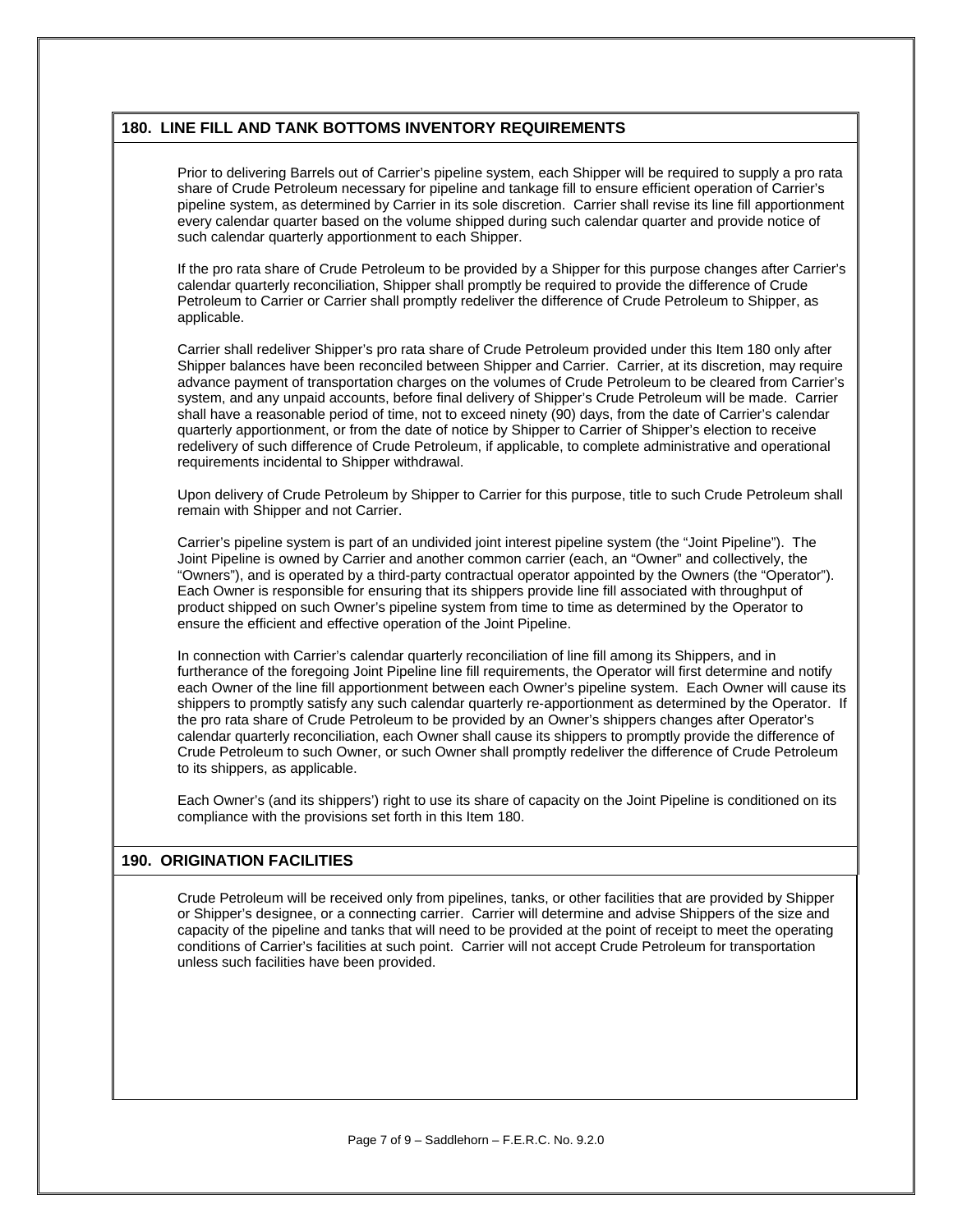## 180. LINE FILL AND TANK BOTTOMS INVENTORY REQUIREMENTS

Prior to delivering Barrels out of Carrier's pipeline system, each Shipper will be required to supply a pro rata share of Crude Petroleum necessary for pipeline and tankage fill to ensure efficient operation of Carrier's pipeline system, as determined by Carrier in its sole discretion. Carrier shall revise its line fill apportionment every calendar quarter based on the volume shipped during such calendar quarter and provide notice of such calendar quarterly apportionment to each Shipper.

If the pro rata share of Crude Petroleum to be provided by a Shipper for this purpose changes after Carrier's calendar quarterly reconciliation, Shipper shall promptly be required to provide the difference of Crude Petroleum to Carrier or Carrier shall promptly redeliver the difference of Crude Petroleum to Shipper, as applicable.

Carrier shall redeliver Shipper's pro rata share of Crude Petroleum provided under this Item 180 only after Shipper balances have been reconciled between Shipper and Carrier. Carrier, at its discretion, may require advance payment of transportation charges on the volumes of Crude Petroleum to be cleared from Carrier's system, and any unpaid accounts, before final delivery of Shipper's Crude Petroleum will be made. Carrier shall have a reasonable period of time, not to exceed ninety (90) days, from the date of Carrier's calendar quarterly apportionment, or from the date of notice by Shipper to Carrier of Shipper's election to receive redelivery of such difference of Crude Petroleum, if applicable, to complete administrative and operational requirements incidental to Shipper withdrawal.

Upon delivery of Crude Petroleum by Shipper to Carrier for this purpose, title to such Crude Petroleum shall remain with Shipper and not Carrier.

Carrier's pipeline system is part of an undivided joint interest pipeline system (the "Joint Pipeline"). The Joint Pipeline is owned by Carrier and another common carrier (each, an "Owner" and collectively, the "Owners"), and is operated by a third-party contractual operator appointed by the Owners (the "Operator"). Each Owner is responsible for ensuring that its shippers provide line fill associated with throughput of product shipped on such Owner's pipeline system from time to time as determined by the Operator to ensure the efficient and effective operation of the Joint Pipeline.

In connection with Carrier's calendar quarterly reconciliation of line fill among its Shippers, and in furtherance of the foregoing Joint Pipeline line fill requirements, the Operator will first determine and notify each Owner of the line fill apportionment between each Owner's pipeline system. Each Owner will cause its shippers to promptly satisfy any such calendar quarterly re-apportionment as determined by the Operator. If the pro rata share of Crude Petroleum to be provided by an Owner's shippers changes after Operator's calendar quarterly reconciliation, each Owner shall cause its shippers to promptly provide the difference of Crude Petroleum to such Owner, or such Owner shall promptly redeliver the difference of Crude Petroleum to its shippers, as applicable.

Each Owner's (and its shippers') right to use its share of capacity on the Joint Pipeline is conditioned on its compliance with the provisions set forth in this Item 180.

## 190. ORIGINATION FACILITIES

Crude Petroleum will be received only from pipelines, tanks, or other facilities that are provided by Shipper or Shipper's designee, or a connecting carrier. Carrier will determine and advise Shippers of the size and capacity of the pipeline and tanks that will need to be provided at the point of receipt to meet the operating conditions of Carrier's facilities at such point. Carrier will not accept Crude Petroleum for transportation unless such facilities have been provided.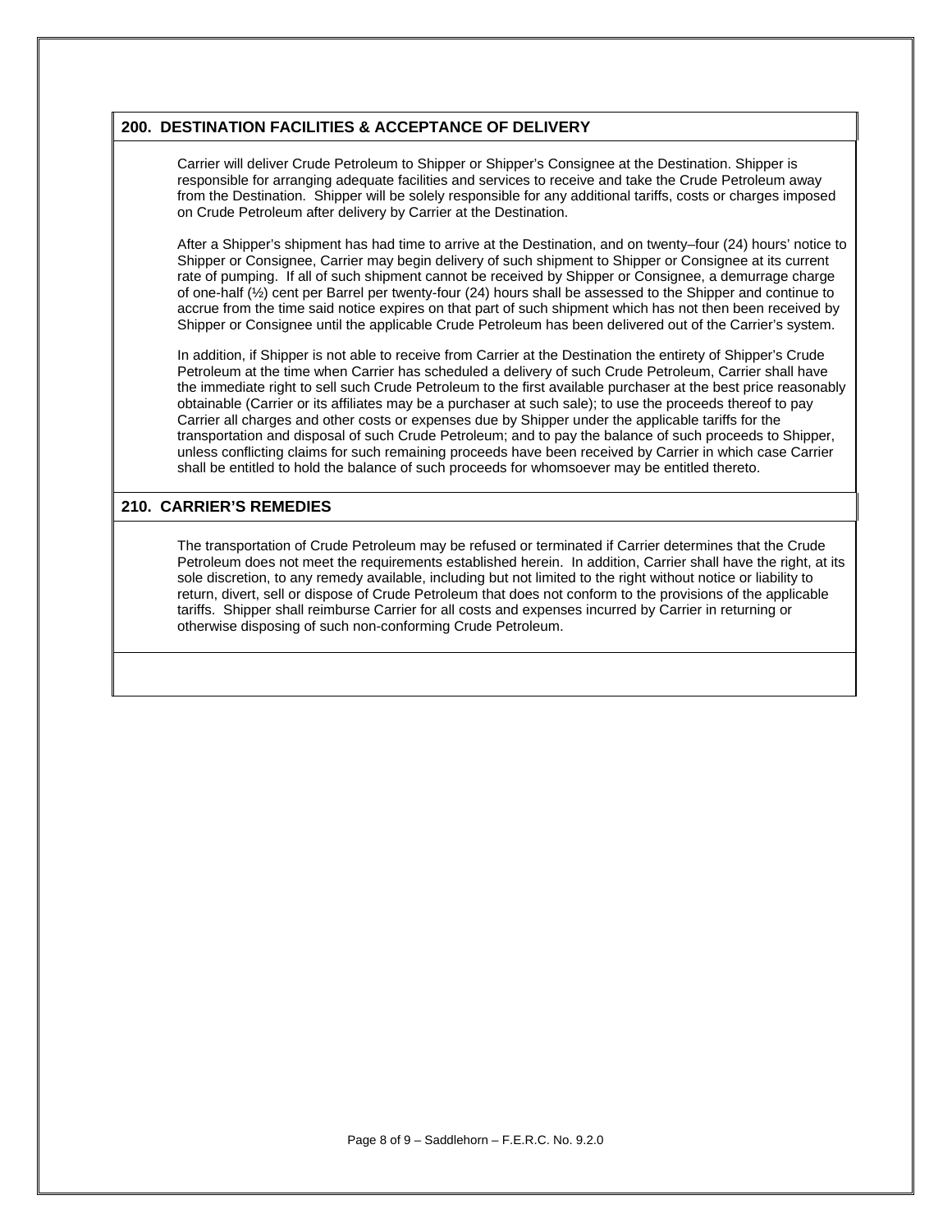## 200. DESTINATION FACILITIES & ACCEPTANCE OF DELIVERY

Carrier will deliver Crude Petroleum to Shipper or Shipper's Consignee at the Destination. Shipper is responsible for arranging adequate facilities and services to receive and take the Crude Petroleum away from the Destination. Shipper will be solely responsible for any additional tariffs, costs or charges imposed on Crude Petroleum after delivery by Carrier at the Destination.

After a Shipper's shipment has had time to arrive at the Destination, and on twenty–four (24) hours' notice to Shipper or Consignee, Carrier may begin delivery of such shipment to Shipper or Consignee at its current rate of pumping. If all of such shipment cannot be received by Shipper or Consignee, a demurrage charge of one-half (½) cent per Barrel per twenty-four (24) hours shall be assessed to the Shipper and continue to accrue from the time said notice expires on that part of such shipment which has not then been received by Shipper or Consignee until the applicable Crude Petroleum has been delivered out of the Carrier's system.

In addition, if Shipper is not able to receive from Carrier at the Destination the entirety of Shipper's Crude Petroleum at the time when Carrier has scheduled a delivery of such Crude Petroleum, Carrier shall have the immediate right to sell such Crude Petroleum to the first available purchaser at the best price reasonably obtainable (Carrier or its affiliates may be a purchaser at such sale); to use the proceeds thereof to pay Carrier all charges and other costs or expenses due by Shipper under the applicable tariffs for the transportation and disposal of such Crude Petroleum; and to pay the balance of such proceeds to Shipper, unless conflicting claims for such remaining proceeds have been received by Carrier in which case Carrier shall be entitled to hold the balance of such proceeds for whomsoever may be entitled thereto.

## 210. CARRIER'S REMEDIES

The transportation of Crude Petroleum may be refused or terminated if Carrier determines that the Crude Petroleum does not meet the requirements established herein. In addition, Carrier shall have the right, at its sole discretion, to any remedy available, including but not limited to the right without notice or liability to return, divert, sell or dispose of Crude Petroleum that does not conform to the provisions of the applicable tariffs. Shipper shall reimburse Carrier for all costs and expenses incurred by Carrier in returning or otherwise disposing of such non-conforming Crude Petroleum.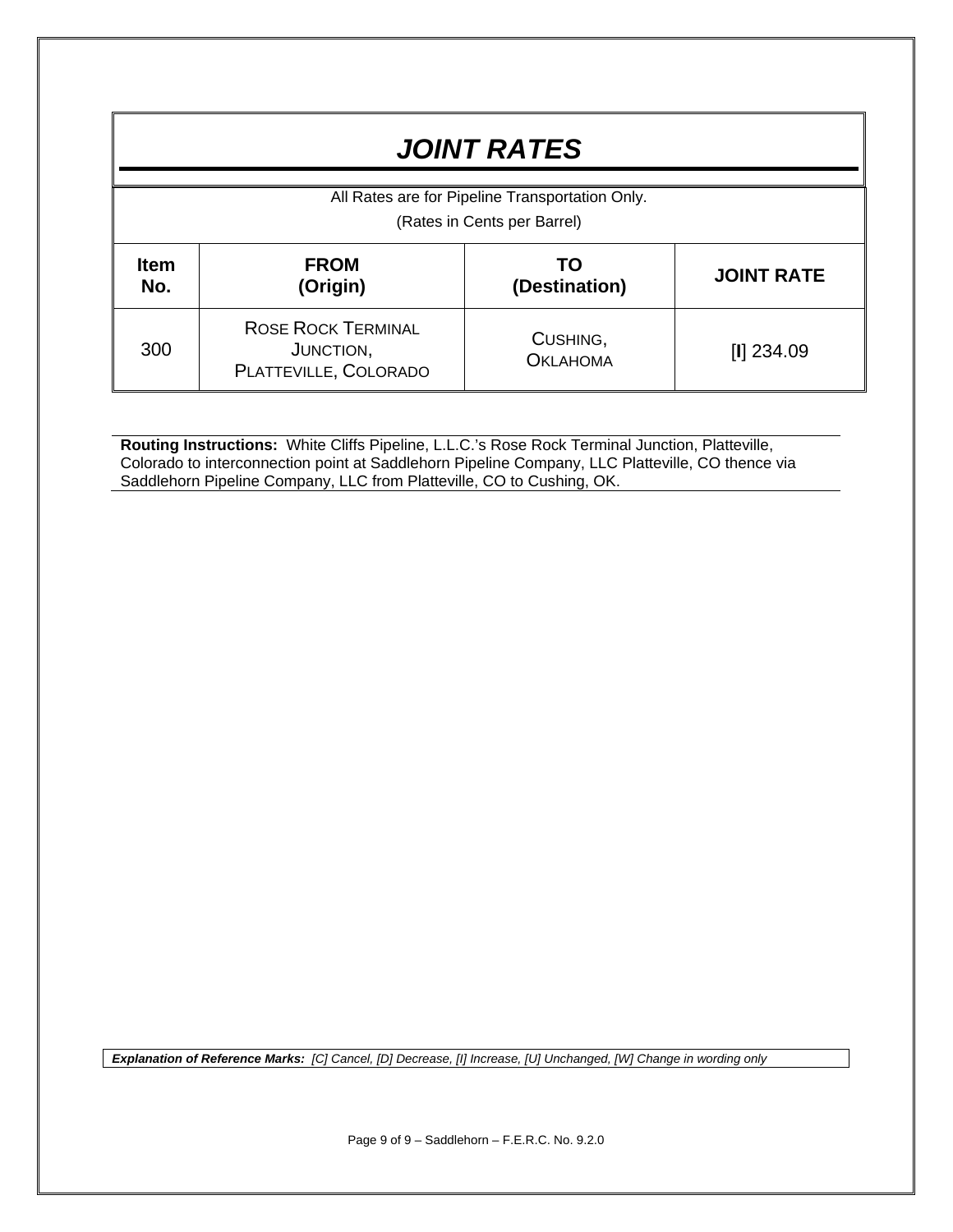# *JOINT RATES*

All Rates are for Pipeline Transportation Only.

(Rates in Cents per Barrel)

| Item No. | FROM (Origin) | TO (Destination) | JOINT RATE |
|---|---|---|---|
| 300 | ROSE ROCK TERMINAL JUNCTION, PLATTEVILLE, COLORADO | CUSHING, OKLAHOMA | [**I**] 234.09 |

**Routing Instructions:** White Cliffs Pipeline, L.L.C.'s Rose Rock Terminal Junction, Platteville, Colorado to interconnection point at Saddlehorn Pipeline Company, LLC Platteville, CO thence via Saddlehorn Pipeline Company, LLC from Platteville, CO to Cushing, OK.

***Explanation of Reference Marks:*** *[C] Cancel, [D] Decrease, [I] Increase, [U] Unchanged, [W] Change in wording only*